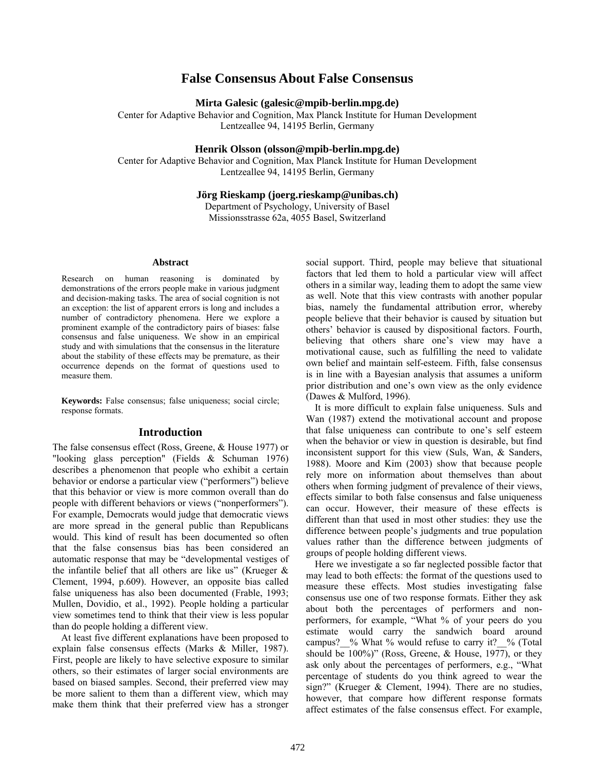# False Consensus About False Consensus

**Mirta Galesic (galesic@mpib-berlin.mpg.de)**
Center for Adaptive Behavior and Cognition, Max Planck Institute for Human Development
Lentzeallee 94, 14195 Berlin, Germany

**Henrik Olsson (olsson@mpib-berlin.mpg.de)**
Center for Adaptive Behavior and Cognition, Max Planck Institute for Human Development
Lentzeallee 94, 14195 Berlin, Germany

**Jörg Rieskamp (joerg.rieskamp@unibas.ch)**
Department of Psychology, University of Basel
Missionsstrasse 62a, 4055 Basel, Switzerland

## Abstract

Research on human reasoning is dominated by demonstrations of the errors people make in various judgment and decision-making tasks. The area of social cognition is not an exception: the list of apparent errors is long and includes a number of contradictory phenomena. Here we explore a prominent example of the contradictory pairs of biases: false consensus and false uniqueness. We show in an empirical study and with simulations that the consensus in the literature about the stability of these effects may be premature, as their occurrence depends on the format of questions used to measure them.

**Keywords:** False consensus; false uniqueness; social circle; response formats.

## Introduction

The false consensus effect (Ross, Greene, & House 1977) or "looking glass perception" (Fields & Schuman 1976) describes a phenomenon that people who exhibit a certain behavior or endorse a particular view ("performers") believe that this behavior or view is more common overall than do people with different behaviors or views ("nonperformers"). For example, Democrats would judge that democratic views are more spread in the general public than Republicans would. This kind of result has been documented so often that the false consensus bias has been considered an automatic response that may be "developmental vestiges of the infantile belief that all others are like us" (Krueger & Clement, 1994, p.609). However, an opposite bias called false uniqueness has also been documented (Frable, 1993; Mullen, Dovidio, et al., 1992). People holding a particular view sometimes tend to think that their view is less popular than do people holding a different view.

At least five different explanations have been proposed to explain false consensus effects (Marks & Miller, 1987). First, people are likely to have selective exposure to similar others, so their estimates of larger social environments are based on biased samples. Second, their preferred view may be more salient to them than a different view, which may make them think that their preferred view has a stronger social support. Third, people may believe that situational factors that led them to hold a particular view will affect others in a similar way, leading them to adopt the same view as well. Note that this view contrasts with another popular bias, namely the fundamental attribution error, whereby people believe that their behavior is caused by situation but others' behavior is caused by dispositional factors. Fourth, believing that others share one's view may have a motivational cause, such as fulfilling the need to validate own belief and maintain self-esteem. Fifth, false consensus is in line with a Bayesian analysis that assumes a uniform prior distribution and one's own view as the only evidence (Dawes & Mulford, 1996).

It is more difficult to explain false uniqueness. Suls and Wan (1987) extend the motivational account and propose that false uniqueness can contribute to one's self esteem when the behavior or view in question is desirable, but find inconsistent support for this view (Suls, Wan, & Sanders, 1988). Moore and Kim (2003) show that because people rely more on information about themselves than about others when forming judgment of prevalence of their views, effects similar to both false consensus and false uniqueness can occur. However, their measure of these effects is different than that used in most other studies: they use the difference between people's judgments and true population values rather than the difference between judgments of groups of people holding different views.

Here we investigate a so far neglected possible factor that may lead to both effects: the format of the questions used to measure these effects. Most studies investigating false consensus use one of two response formats. Either they ask about both the percentages of performers and non-performers, for example, "What % of your peers do you estimate would carry the sandwich board around campus?__% What % would refuse to carry it?__% (Total should be 100%)" (Ross, Greene, & House, 1977), or they ask only about the percentages of performers, e.g., "What percentage of students do you think agreed to wear the sign?" (Krueger & Clement, 1994). There are no studies, however, that compare how different response formats affect estimates of the false consensus effect. For example,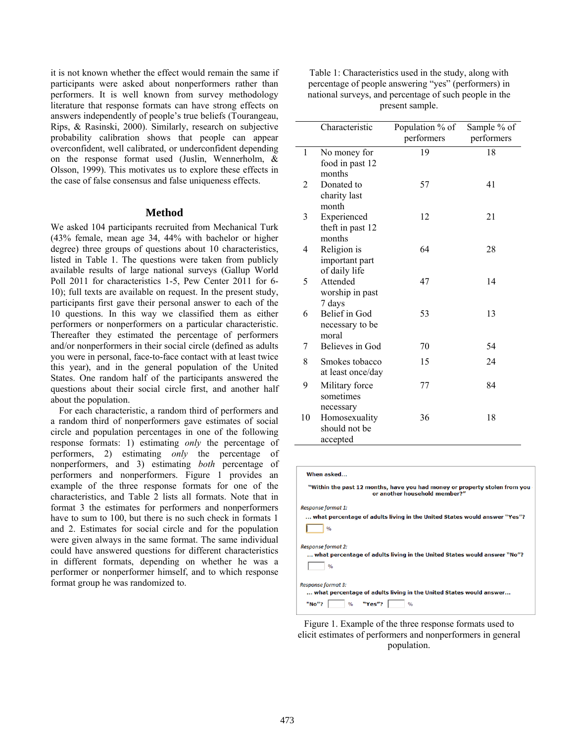it is not known whether the effect would remain the same if participants were asked about nonperformers rather than performers. It is well known from survey methodology literature that response formats can have strong effects on answers independently of people's true beliefs (Tourangeau, Rips, & Rasinski, 2000). Similarly, research on subjective probability calibration shows that people can appear overconfident, well calibrated, or underconfident depending on the response format used (Juslin, Wennerholm, & Olsson, 1999). This motivates us to explore these effects in the case of false consensus and false uniqueness effects.

## Method

We asked 104 participants recruited from Mechanical Turk (43% female, mean age 34, 44% with bachelor or higher degree) three groups of questions about 10 characteristics, listed in Table 1. The questions were taken from publicly available results of large national surveys (Gallup World Poll 2011 for characteristics 1-5, Pew Center 2011 for 6-10); full texts are available on request. In the present study, participants first gave their personal answer to each of the 10 questions. In this way we classified them as either performers or nonperformers on a particular characteristic. Thereafter they estimated the percentage of performers and/or nonperformers in their social circle (defined as adults you were in personal, face-to-face contact with at least twice this year), and in the general population of the United States. One random half of the participants answered the questions about their social circle first, and another half about the population.

For each characteristic, a random third of performers and a random third of nonperformers gave estimates of social circle and population percentages in one of the following response formats: 1) estimating *only* the percentage of performers, 2) estimating *only* the percentage of nonperformers, and 3) estimating *both* percentage of performers and nonperformers. Figure 1 provides an example of the three response formats for one of the characteristics, and Table 2 lists all formats. Note that in format 3 the estimates for performers and nonperformers have to sum to 100, but there is no such check in formats 1 and 2. Estimates for social circle and for the population were given always in the same format. The same individual could have answered questions for different characteristics in different formats, depending on whether he was a performer or nonperformer himself, and to which response format group he was randomized to.

Table 1: Characteristics used in the study, along with percentage of people answering "yes" (performers) in national surveys, and percentage of such people in the present sample.

| | Characteristic | Population % of performers | Sample % of performers |
|---|---|---|---|
| 1 | No money for food in past 12 months | 19 | 18 |
| 2 | Donated to charity last month | 57 | 41 |
| 3 | Experienced theft in past 12 months | 12 | 21 |
| 4 | Religion is important part of daily life | 64 | 28 |
| 5 | Attended worship in past 7 days | 47 | 14 |
| 6 | Belief in God necessary to be moral | 53 | 13 |
| 7 | Believes in God | 70 | 54 |
| 8 | Smokes tobacco at least once/day | 15 | 24 |
| 9 | Military force sometimes necessary | 77 | 84 |
| 10 | Homosexuality should not be accepted | 36 | 18 |

When asked...

"Within the past 12 months, have you had money or property stolen from you or another household member?"

*Response format 1:*

... what percentage of adults living in the United States would answer "Yes"?

[ ] %

*Response format 2:*

... what percentage of adults living in the United States would answer "No"?

[ ] %

*Response format 3:*

... what percentage of adults living in the United States would answer...

"No"? [ ] % "Yes"? [ ] %

Figure 1. Example of the three response formats used to elicit estimates of performers and nonperformers in general population.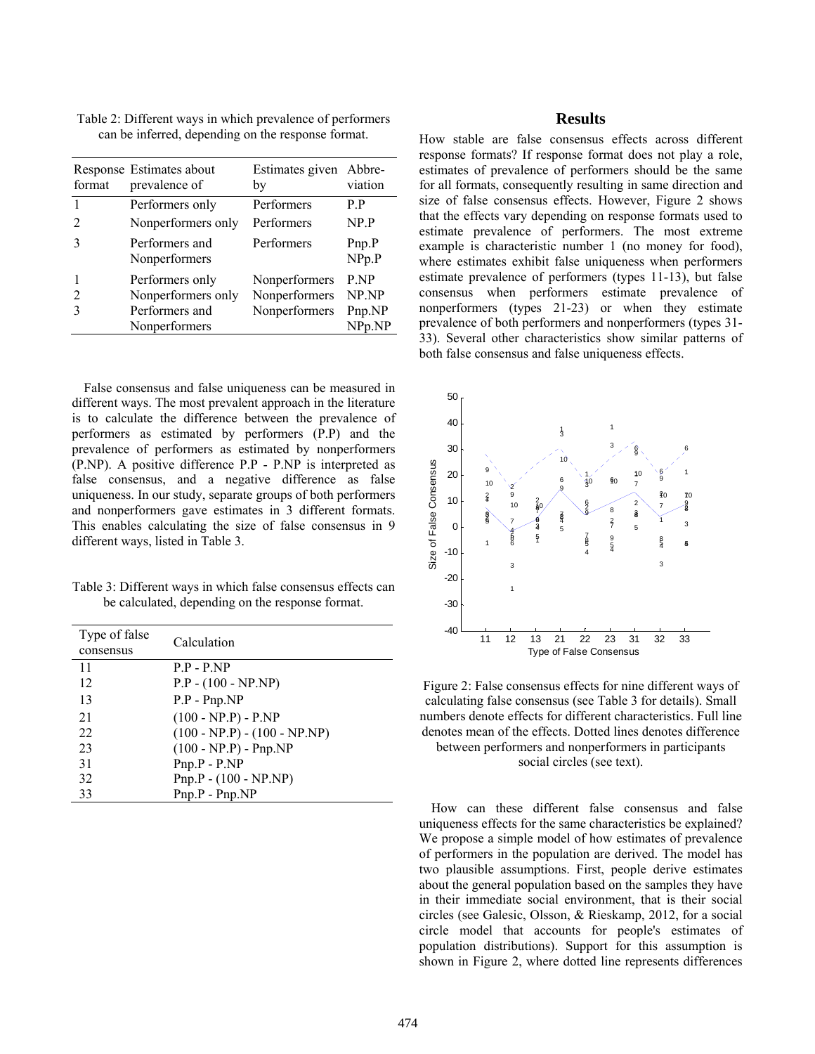Table 2: Different ways in which prevalence of performers can be inferred, depending on the response format.

| Response format | Estimates about prevalence of | Estimates given by | Abbreviation |
|---|---|---|---|
| 1 | Performers only | Performers | P.P |
| 2 | Nonperformers only | Performers | NP.P |
| 3 | Performers and Nonperformers | Performers | Pnp.P NPp.P |
| 1 | Performers only | Nonperformers | P.NP |
| 2 | Nonperformers only | Nonperformers | NP.NP |
| 3 | Performers and Nonperformers | Nonperformers | Pnp.NP NPp.NP |

False consensus and false uniqueness can be measured in different ways. The most prevalent approach in the literature is to calculate the difference between the prevalence of performers as estimated by performers (P.P) and the prevalence of performers as estimated by nonperformers (P.NP). A positive difference P.P - P.NP is interpreted as false consensus, and a negative difference as false uniqueness. In our study, separate groups of both performers and nonperformers gave estimates in 3 different formats. This enables calculating the size of false consensus in 9 different ways, listed in Table 3.

Table 3: Different ways in which false consensus effects can be calculated, depending on the response format.

| Type of false consensus | Calculation |
|---|---|
| 11 | P.P - P.NP |
| 12 | P.P - (100 - NP.NP) |
| 13 | P.P - Pnp.NP |
| 21 | (100 - NP.P) - P.NP |
| 22 | (100 - NP.P) - (100 - NP.NP) |
| 23 | (100 - NP.P) - Pnp.NP |
| 31 | Pnp.P - P.NP |
| 32 | Pnp.P - (100 - NP.NP) |
| 33 | Pnp.P - Pnp.NP |

## Results

How stable are false consensus effects across different response formats? If response format does not play a role, estimates of prevalence of performers should be the same for all formats, consequently resulting in same direction and size of false consensus effects. However, Figure 2 shows that the effects vary depending on response formats used to estimate prevalence of performers. The most extreme example is characteristic number 1 (no money for food), where estimates exhibit false uniqueness when performers estimate prevalence of performers (types 11-13), but false consensus when performers estimate prevalence of nonperformers (types 21-23) or when they estimate prevalence of both performers and nonperformers (types 31-33). Several other characteristics show similar patterns of both false consensus and false uniqueness effects.

Figure 2: False consensus effects for nine different ways of calculating false consensus (see Table 3 for details). Small numbers denote effects for different characteristics. Full line denotes mean of the effects. Dotted lines denotes difference between performers and nonperformers in participants social circles (see text).

How can these different false consensus and false uniqueness effects for the same characteristics be explained? We propose a simple model of how estimates of prevalence of performers in the population are derived. The model has two plausible assumptions. First, people derive estimates about the general population based on the samples they have in their immediate social environment, that is their social circles (see Galesic, Olsson, & Rieskamp, 2012, for a social circle model that accounts for people's estimates of population distributions). Support for this assumption is shown in Figure 2, where dotted line represents differences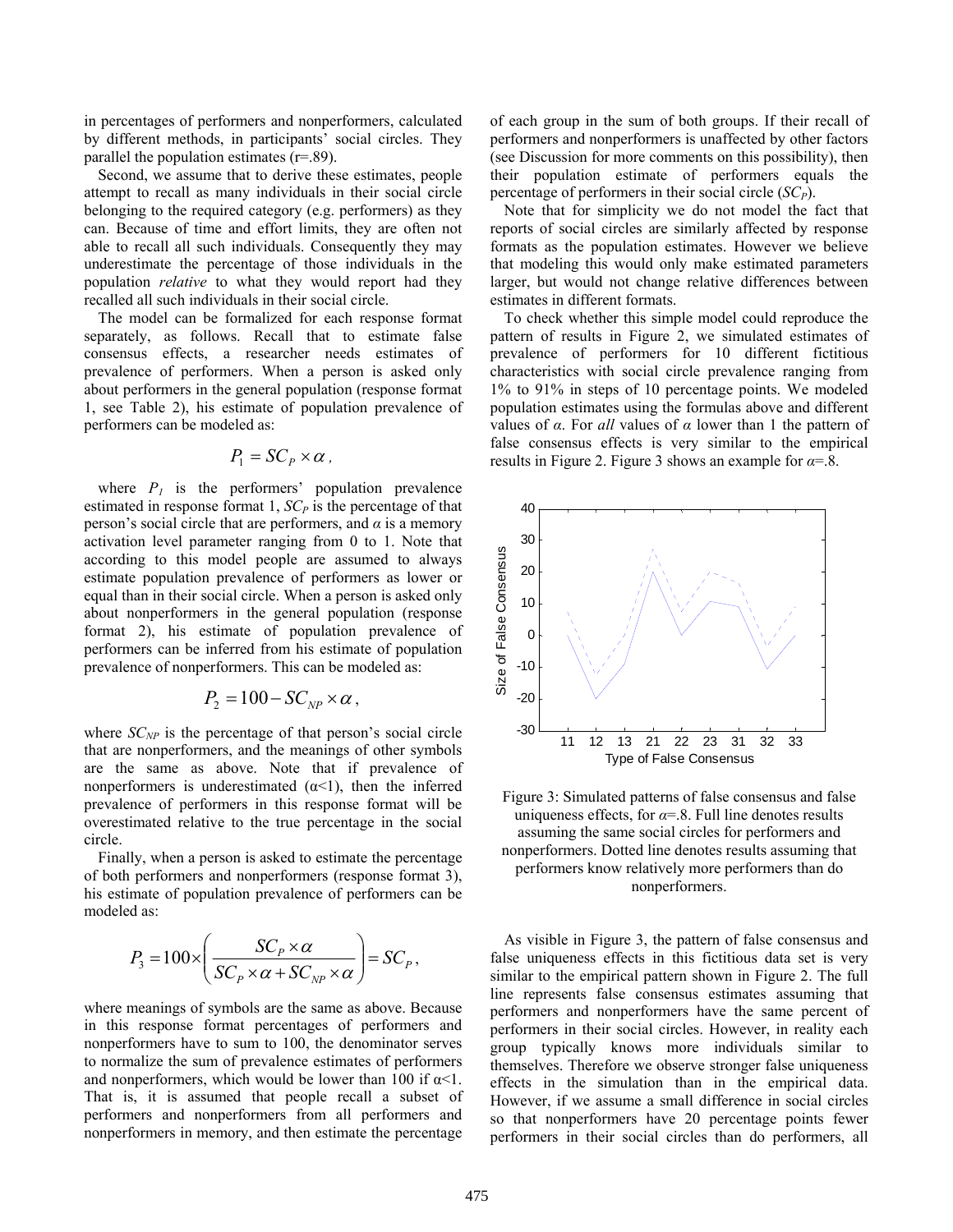in percentages of performers and nonperformers, calculated by different methods, in participants' social circles. They parallel the population estimates (r=.89).

Second, we assume that to derive these estimates, people attempt to recall as many individuals in their social circle belonging to the required category (e.g. performers) as they can. Because of time and effort limits, they are often not able to recall all such individuals. Consequently they may underestimate the percentage of those individuals in the population *relative* to what they would report had they recalled all such individuals in their social circle.

The model can be formalized for each response format separately, as follows. Recall that to estimate false consensus effects, a researcher needs estimates of prevalence of performers. When a person is asked only about performers in the general population (response format 1, see Table 2), his estimate of population prevalence of performers can be modeled as:

$$P_1 = SC_P \times \alpha \,,$$

where $P_1$ is the performers' population prevalence estimated in response format 1, $SC_P$ is the percentage of that person's social circle that are performers, and $\alpha$ is a memory activation level parameter ranging from 0 to 1. Note that according to this model people are assumed to always estimate population prevalence of performers as lower or equal than in their social circle. When a person is asked only about nonperformers in the general population (response format 2), his estimate of population prevalence of performers can be inferred from his estimate of population prevalence of nonperformers. This can be modeled as:

$$P_2 = 100 - SC_{NP} \times \alpha \,,$$

where $SC_{NP}$ is the percentage of that person's social circle that are nonperformers, and the meanings of other symbols are the same as above. Note that if prevalence of nonperformers is underestimated ($\alpha$<1), then the inferred prevalence of performers in this response format will be overestimated relative to the true percentage in the social circle.

Finally, when a person is asked to estimate the percentage of both performers and nonperformers (response format 3), his estimate of population prevalence of performers can be modeled as:

$$P_3 = 100 \times \left( \frac{SC_P \times \alpha}{SC_P \times \alpha + SC_{NP} \times \alpha} \right) = SC_P \,,$$

where meanings of symbols are the same as above. Because in this response format percentages of performers and nonperformers have to sum to 100, the denominator serves to normalize the sum of prevalence estimates of performers and nonperformers, which would be lower than 100 if $\alpha$<1. That is, it is assumed that people recall a subset of performers and nonperformers from all performers and nonperformers in memory, and then estimate the percentage of each group in the sum of both groups. If their recall of performers and nonperformers is unaffected by other factors (see Discussion for more comments on this possibility), then their population estimate of performers equals the percentage of performers in their social circle ($SC_P$).

Note that for simplicity we do not model the fact that reports of social circles are similarly affected by response formats as the population estimates. However we believe that modeling this would only make estimated parameters larger, but would not change relative differences between estimates in different formats.

To check whether this simple model could reproduce the pattern of results in Figure 2, we simulated estimates of prevalence of performers for 10 different fictitious characteristics with social circle prevalence ranging from 1% to 91% in steps of 10 percentage points. We modeled population estimates using the formulas above and different values of $\alpha$. For *all* values of $\alpha$ lower than 1 the pattern of false consensus effects is very similar to the empirical results in Figure 2. Figure 3 shows an example for $\alpha$=.8.

Figure 3: Simulated patterns of false consensus and false uniqueness effects, for $\alpha$=.8. Full line denotes results assuming the same social circles for performers and nonperformers. Dotted line denotes results assuming that performers know relatively more performers than do nonperformers.

As visible in Figure 3, the pattern of false consensus and false uniqueness effects in this fictitious data set is very similar to the empirical pattern shown in Figure 2. The full line represents false consensus estimates assuming that performers and nonperformers have the same percent of performers in their social circles. However, in reality each group typically knows more individuals similar to themselves. Therefore we observe stronger false uniqueness effects in the simulation than in the empirical data. However, if we assume a small difference in social circles so that nonperformers have 20 percentage points fewer performers in their social circles than do performers, all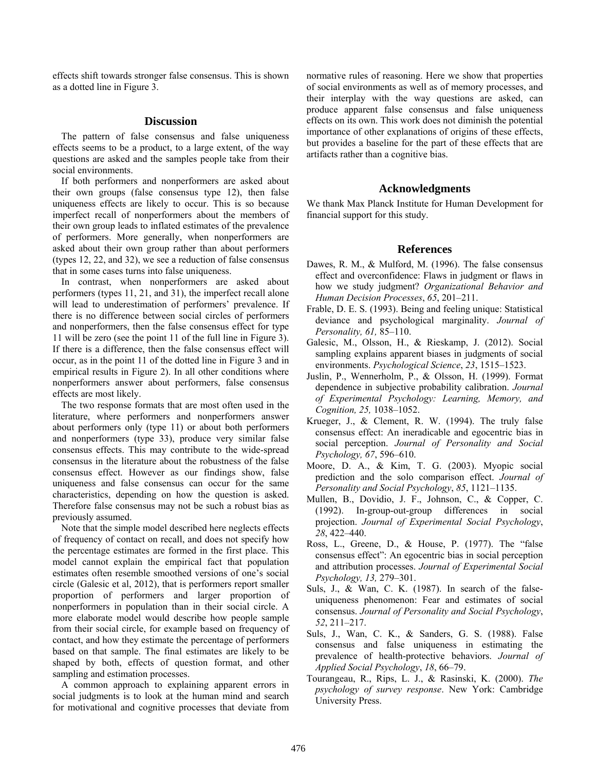effects shift towards stronger false consensus. This is shown as a dotted line in Figure 3.

## Discussion

The pattern of false consensus and false uniqueness effects seems to be a product, to a large extent, of the way questions are asked and the samples people take from their social environments.

If both performers and nonperformers are asked about their own groups (false consensus type 12), then false uniqueness effects are likely to occur. This is so because imperfect recall of nonperformers about the members of their own group leads to inflated estimates of the prevalence of performers. More generally, when nonperformers are asked about their own group rather than about performers (types 12, 22, and 32), we see a reduction of false consensus that in some cases turns into false uniqueness.

In contrast, when nonperformers are asked about performers (types 11, 21, and 31), the imperfect recall alone will lead to underestimation of performers' prevalence. If there is no difference between social circles of performers and nonperformers, then the false consensus effect for type 11 will be zero (see the point 11 of the full line in Figure 3). If there is a difference, then the false consensus effect will occur, as in the point 11 of the dotted line in Figure 3 and in empirical results in Figure 2). In all other conditions where nonperformers answer about performers, false consensus effects are most likely.

The two response formats that are most often used in the literature, where performers and nonperformers answer about performers only (type 11) or about both performers and nonperformers (type 33), produce very similar false consensus effects. This may contribute to the wide-spread consensus in the literature about the robustness of the false consensus effect. However as our findings show, false uniqueness and false consensus can occur for the same characteristics, depending on how the question is asked. Therefore false consensus may not be such a robust bias as previously assumed.

Note that the simple model described here neglects effects of frequency of contact on recall, and does not specify how the percentage estimates are formed in the first place. This model cannot explain the empirical fact that population estimates often resemble smoothed versions of one's social circle (Galesic et al, 2012), that is performers report smaller proportion of performers and larger proportion of nonperformers in population than in their social circle. A more elaborate model would describe how people sample from their social circle, for example based on frequency of contact, and how they estimate the percentage of performers based on that sample. The final estimates are likely to be shaped by both, effects of question format, and other sampling and estimation processes.

A common approach to explaining apparent errors in social judgments is to look at the human mind and search for motivational and cognitive processes that deviate from normative rules of reasoning. Here we show that properties of social environments as well as of memory processes, and their interplay with the way questions are asked, can produce apparent false consensus and false uniqueness effects on its own. This work does not diminish the potential importance of other explanations of origins of these effects, but provides a baseline for the part of these effects that are artifacts rather than a cognitive bias.

## Acknowledgments

We thank Max Planck Institute for Human Development for financial support for this study.

## References

Dawes, R. M., & Mulford, M. (1996). The false consensus effect and overconfidence: Flaws in judgment or flaws in how we study judgment? *Organizational Behavior and Human Decision Processes*, *65*, 201–211.

Frable, D. E. S. (1993). Being and feeling unique: Statistical deviance and psychological marginality. *Journal of Personality, 61,* 85–110.

Galesic, M., Olsson, H., & Rieskamp, J. (2012). Social sampling explains apparent biases in judgments of social environments. *Psychological Science*, *23*, 1515–1523.

Juslin, P., Wennerholm, P., & Olsson, H. (1999). Format dependence in subjective probability calibration. *Journal of Experimental Psychology: Learning, Memory, and Cognition, 25,* 1038–1052.

Krueger, J., & Clement, R. W. (1994). The truly false consensus effect: An ineradicable and egocentric bias in social perception. *Journal of Personality and Social Psychology, 67*, 596–610.

Moore, D. A., & Kim, T. G. (2003). Myopic social prediction and the solo comparison effect. *Journal of Personality and Social Psychology*, *85*, 1121–1135.

Mullen, B., Dovidio, J. F., Johnson, C., & Copper, C. (1992). In-group-out-group differences in social projection. *Journal of Experimental Social Psychology*, *28*, 422–440.

Ross, L., Greene, D., & House, P. (1977). The "false consensus effect": An egocentric bias in social perception and attribution processes. *Journal of Experimental Social Psychology, 13,* 279–301.

Suls, J., & Wan, C. K. (1987). In search of the false-uniqueness phenomenon: Fear and estimates of social consensus. *Journal of Personality and Social Psychology*, *52*, 211–217.

Suls, J., Wan, C. K., & Sanders, G. S. (1988). False consensus and false uniqueness in estimating the prevalence of health-protective behaviors. *Journal of Applied Social Psychology*, *18*, 66–79.

Tourangeau, R., Rips, L. J., & Rasinski, K. (2000). *The psychology of survey response*. New York: Cambridge University Press.